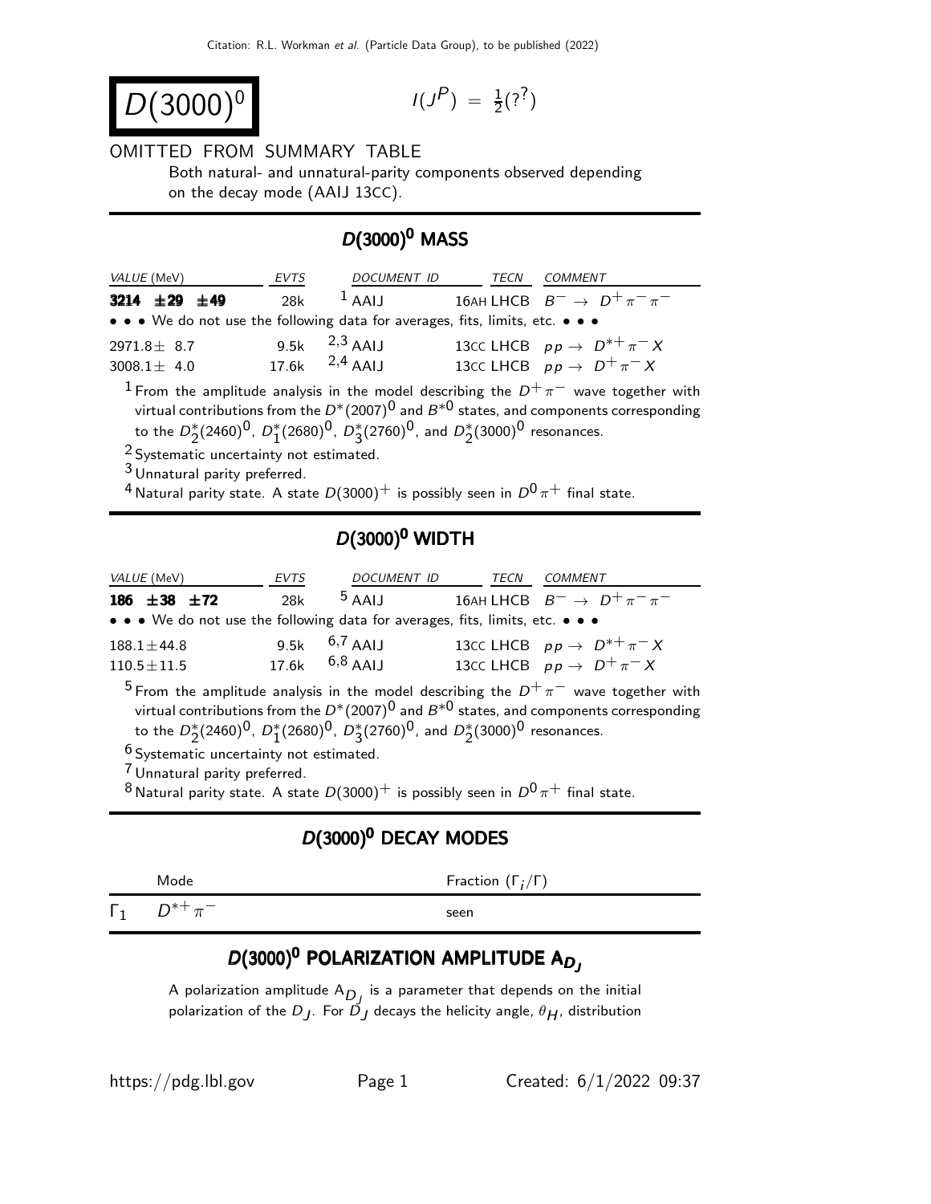# $D(3000)^0$

$I(J^P) = \frac{1}{2}(?^?)$

OMITTED FROM SUMMARY TABLE

Both natural- and unnatural-parity components observed depending on the decay mode (AAIJ 13CC).

## $D(3000)^0$ MASS

| VALUE (MeV) | EVTS | DOCUMENT ID | | TECN | COMMENT |
|---|---|---|---|---|---|
| **3214 ±29 ±49** | 28k | [1] AAIJ | 16AH | LHCB | $B^- \to D^+ \pi^- \pi^-$ |
| • • • We do not use the following data for averages, fits, limits, etc. • • • | | | | | |
| 2971.8± 8.7 | 9.5k | [2,3] AAIJ | 13CC | LHCB | $pp \to D^{*+} \pi^- X$ |
| 3008.1± 4.0 | 17.6k | [2,4] AAIJ | 13CC | LHCB | $pp \to D^+ \pi^- X$ |

[1] From the amplitude analysis in the model describing the $D^+ \pi^-$ wave together with virtual contributions from the $D^*(2007)^0$ and $B^{*0}$ states, and components corresponding to the $D_2^*(2460)^0$, $D_1^*(2680)^0$, $D_3^*(2760)^0$, and $D_2^*(3000)^0$ resonances.

[2] Systematic uncertainty not estimated.

[3] Unnatural parity preferred.

[4] Natural parity state. A state $D(3000)^+$ is possibly seen in $D^0 \pi^+$ final state.

## $D(3000)^0$ WIDTH

| VALUE (MeV) | EVTS | DOCUMENT ID | | TECN | COMMENT |
|---|---|---|---|---|---|
| **186 ±38 ±72** | 28k | [5] AAIJ | 16AH | LHCB | $B^- \to D^+ \pi^- \pi^-$ |
| • • • We do not use the following data for averages, fits, limits, etc. • • • | | | | | |
| 188.1±44.8 | 9.5k | [6,7] AAIJ | 13CC | LHCB | $pp \to D^{*+} \pi^- X$ |
| 110.5±11.5 | 17.6k | [6,8] AAIJ | 13CC | LHCB | $pp \to D^+ \pi^- X$ |

[5] From the amplitude analysis in the model describing the $D^+ \pi^-$ wave together with virtual contributions from the $D^*(2007)^0$ and $B^{*0}$ states, and components corresponding to the $D_2^*(2460)^0$, $D_1^*(2680)^0$, $D_3^*(2760)^0$, and $D_2^*(3000)^0$ resonances.

[6] Systematic uncertainty not estimated.

[7] Unnatural parity preferred.

[8] Natural parity state. A state $D(3000)^+$ is possibly seen in $D^0 \pi^+$ final state.

## $D(3000)^0$ DECAY MODES

| | Mode | Fraction ($\Gamma_i/\Gamma$) |
|---|---|---|
| $\Gamma_1$ | $D^{*+} \pi^-$ | seen |

## $D(3000)^0$ POLARIZATION AMPLITUDE $A_{D_J}$

A polarization amplitude $A_{D_J}$ is a parameter that depends on the initial polarization of the $D_J$. For $D_J$ decays the helicity angle, $\theta_H$, distribution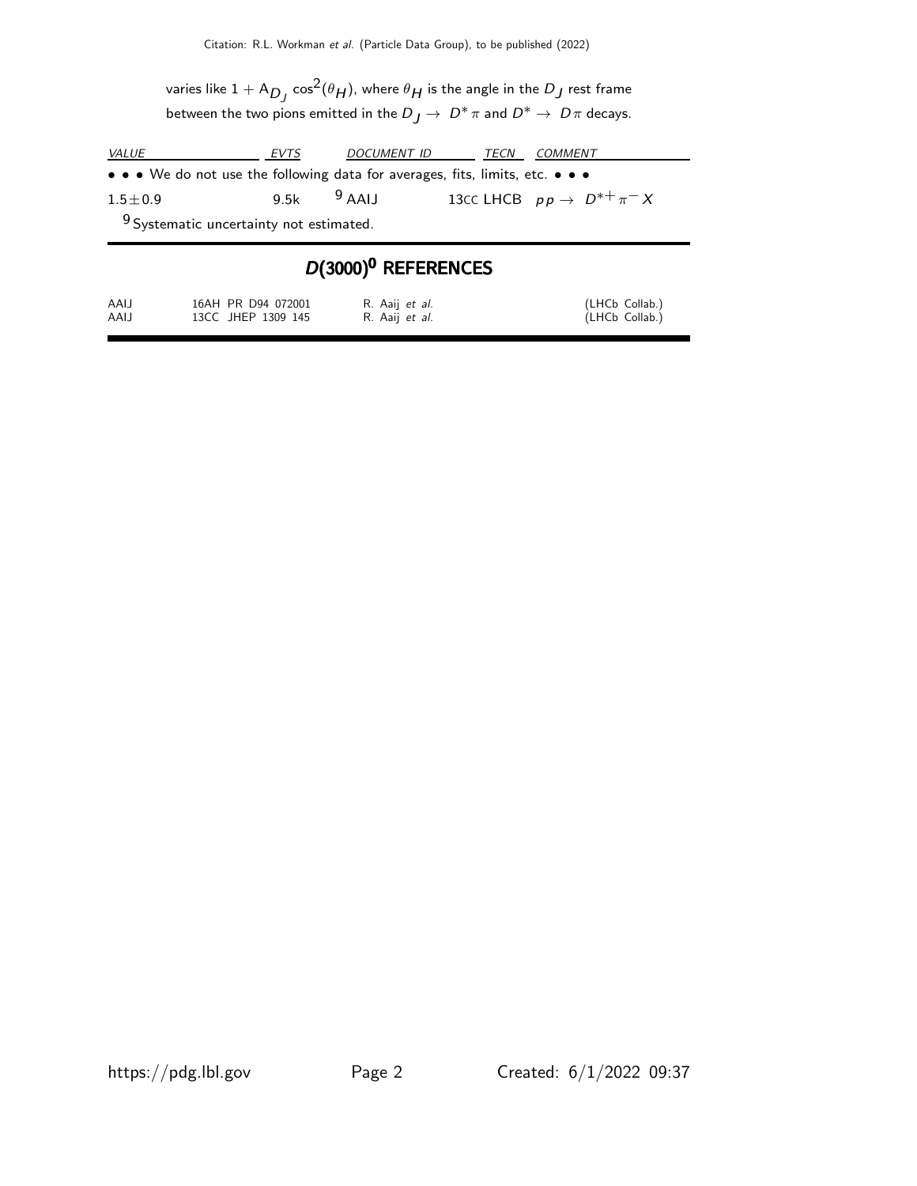varies like $1 + A_{D_J} \cos^2(\theta_H)$, where $\theta_H$ is the angle in the $D_J$ rest frame between the two pions emitted in the $D_J \to D^* \pi$ and $D^* \to D\pi$ decays.

| VALUE | EVTS | DOCUMENT ID | TECN | COMMENT |
|---|---|---|---|---|
| • • • We do not use the following data for averages, fits, limits, etc. • • • | | | | |
| $1.5 \pm 0.9$ | 9.5k | [9] AAIJ | 13CC LHCB | $pp \to D^{*+} \pi^- X$ |

[9] Systematic uncertainty not estimated.

## $D(3000)^0$ REFERENCES

| | | | |
|---|---|---|---|
| AAIJ | 16AH PR D94 072001 | R. Aaij *et al.* | (LHCb Collab.) |
| AAIJ | 13CC JHEP 1309 145 | R. Aaij *et al.* | (LHCb Collab.) |